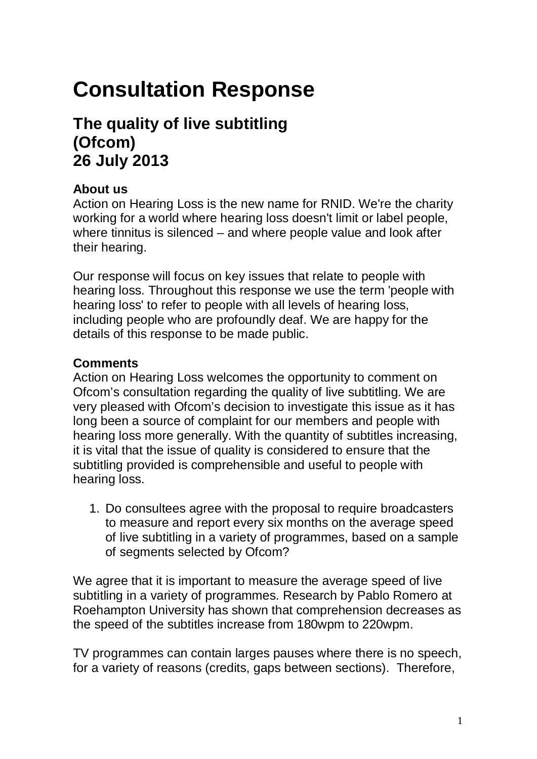# Consultation Response

## The quality of live subtitling (Ofcom) 26 July 2013

**About us**
Action on Hearing Loss is the new name for RNID. We're the charity working for a world where hearing loss doesn't limit or label people, where tinnitus is silenced – and where people value and look after their hearing.

Our response will focus on key issues that relate to people with hearing loss. Throughout this response we use the term 'people with hearing loss' to refer to people with all levels of hearing loss, including people who are profoundly deaf. We are happy for the details of this response to be made public.

**Comments**
Action on Hearing Loss welcomes the opportunity to comment on Ofcom's consultation regarding the quality of live subtitling. We are very pleased with Ofcom's decision to investigate this issue as it has long been a source of complaint for our members and people with hearing loss more generally. With the quantity of subtitles increasing, it is vital that the issue of quality is considered to ensure that the subtitling provided is comprehensible and useful to people with hearing loss.

1. Do consultees agree with the proposal to require broadcasters to measure and report every six months on the average speed of live subtitling in a variety of programmes, based on a sample of segments selected by Ofcom?

We agree that it is important to measure the average speed of live subtitling in a variety of programmes. Research by Pablo Romero at Roehampton University has shown that comprehension decreases as the speed of the subtitles increase from 180wpm to 220wpm.

TV programmes can contain larges pauses where there is no speech, for a variety of reasons (credits, gaps between sections). Therefore,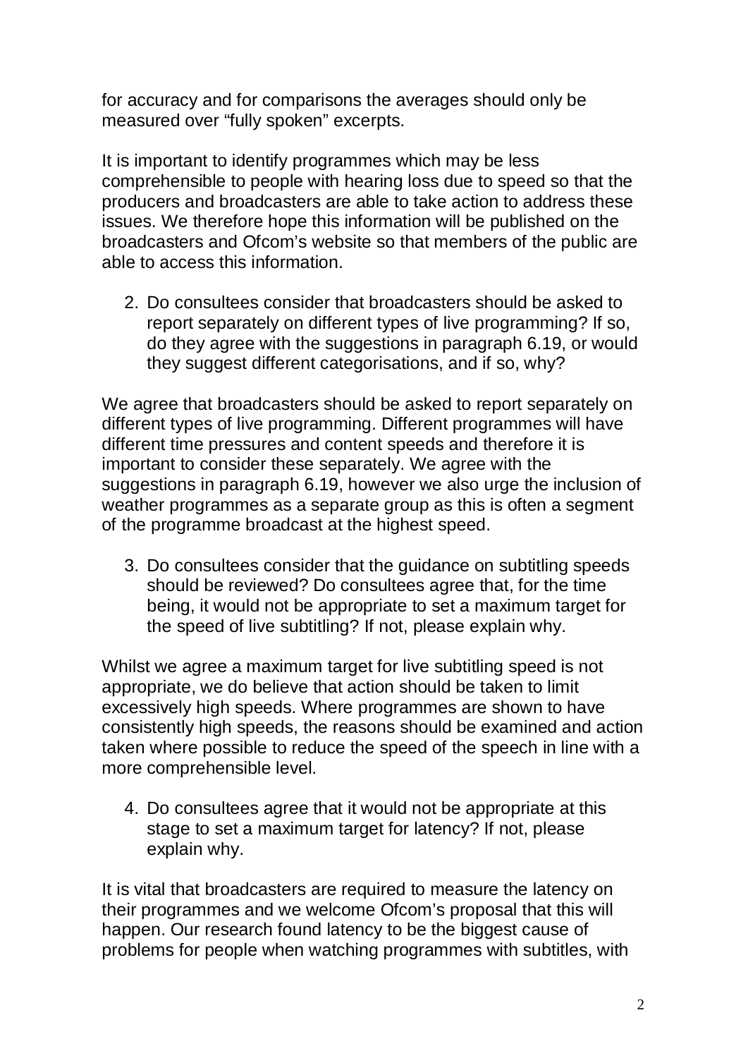for accuracy and for comparisons the averages should only be measured over "fully spoken" excerpts.

It is important to identify programmes which may be less comprehensible to people with hearing loss due to speed so that the producers and broadcasters are able to take action to address these issues. We therefore hope this information will be published on the broadcasters and Ofcom's website so that members of the public are able to access this information.

2. Do consultees consider that broadcasters should be asked to report separately on different types of live programming? If so, do they agree with the suggestions in paragraph 6.19, or would they suggest different categorisations, and if so, why?

We agree that broadcasters should be asked to report separately on different types of live programming. Different programmes will have different time pressures and content speeds and therefore it is important to consider these separately. We agree with the suggestions in paragraph 6.19, however we also urge the inclusion of weather programmes as a separate group as this is often a segment of the programme broadcast at the highest speed.

3. Do consultees consider that the guidance on subtitling speeds should be reviewed? Do consultees agree that, for the time being, it would not be appropriate to set a maximum target for the speed of live subtitling? If not, please explain why.

Whilst we agree a maximum target for live subtitling speed is not appropriate, we do believe that action should be taken to limit excessively high speeds. Where programmes are shown to have consistently high speeds, the reasons should be examined and action taken where possible to reduce the speed of the speech in line with a more comprehensible level.

4. Do consultees agree that it would not be appropriate at this stage to set a maximum target for latency? If not, please explain why.

It is vital that broadcasters are required to measure the latency on their programmes and we welcome Ofcom's proposal that this will happen. Our research found latency to be the biggest cause of problems for people when watching programmes with subtitles, with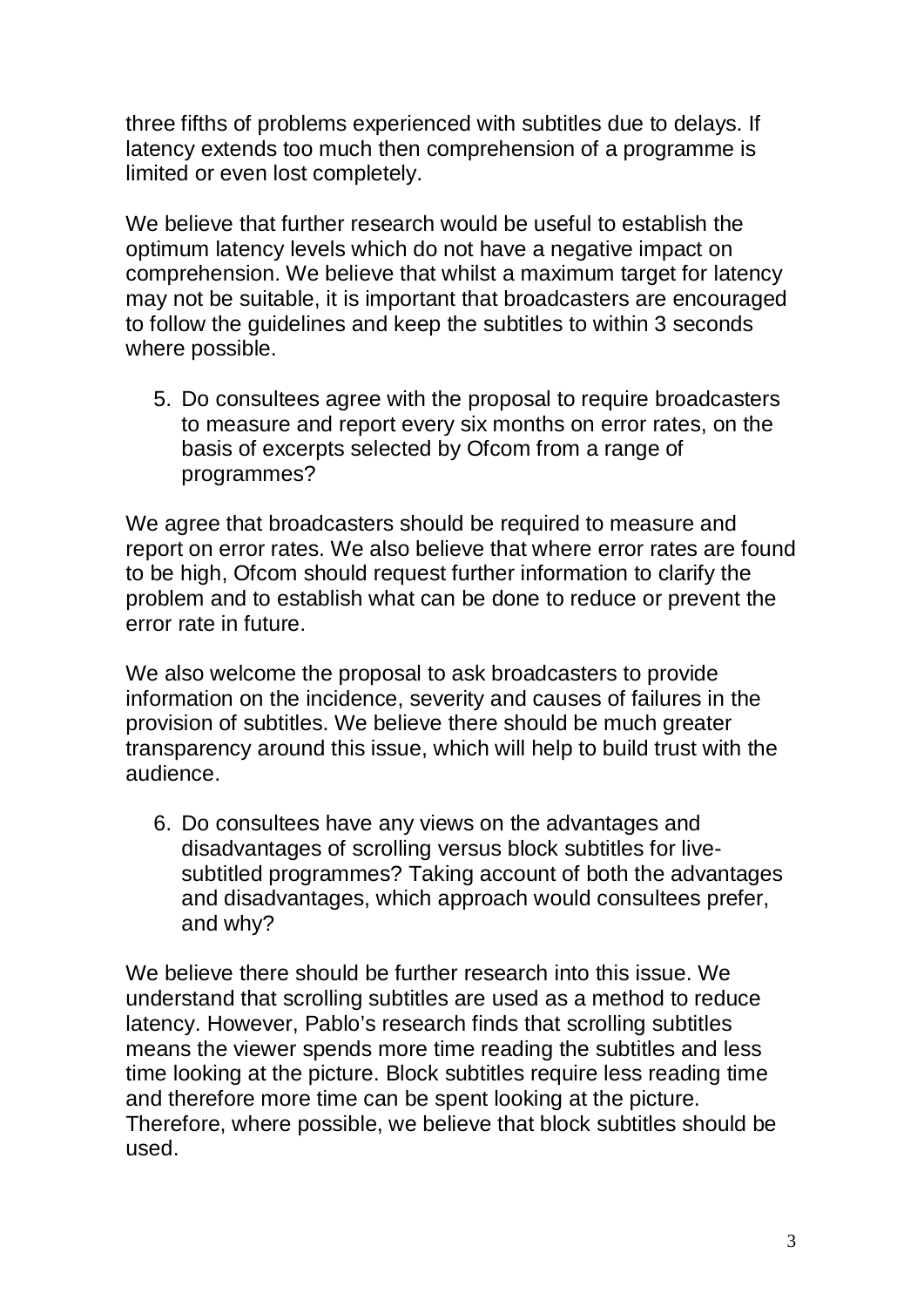three fifths of problems experienced with subtitles due to delays. If latency extends too much then comprehension of a programme is limited or even lost completely.

We believe that further research would be useful to establish the optimum latency levels which do not have a negative impact on comprehension. We believe that whilst a maximum target for latency may not be suitable, it is important that broadcasters are encouraged to follow the guidelines and keep the subtitles to within 3 seconds where possible.

5. Do consultees agree with the proposal to require broadcasters to measure and report every six months on error rates, on the basis of excerpts selected by Ofcom from a range of programmes?

We agree that broadcasters should be required to measure and report on error rates. We also believe that where error rates are found to be high, Ofcom should request further information to clarify the problem and to establish what can be done to reduce or prevent the error rate in future.

We also welcome the proposal to ask broadcasters to provide information on the incidence, severity and causes of failures in the provision of subtitles. We believe there should be much greater transparency around this issue, which will help to build trust with the audience.

6. Do consultees have any views on the advantages and disadvantages of scrolling versus block subtitles for live-subtitled programmes? Taking account of both the advantages and disadvantages, which approach would consultees prefer, and why?

We believe there should be further research into this issue. We understand that scrolling subtitles are used as a method to reduce latency. However, Pablo's research finds that scrolling subtitles means the viewer spends more time reading the subtitles and less time looking at the picture. Block subtitles require less reading time and therefore more time can be spent looking at the picture. Therefore, where possible, we believe that block subtitles should be used.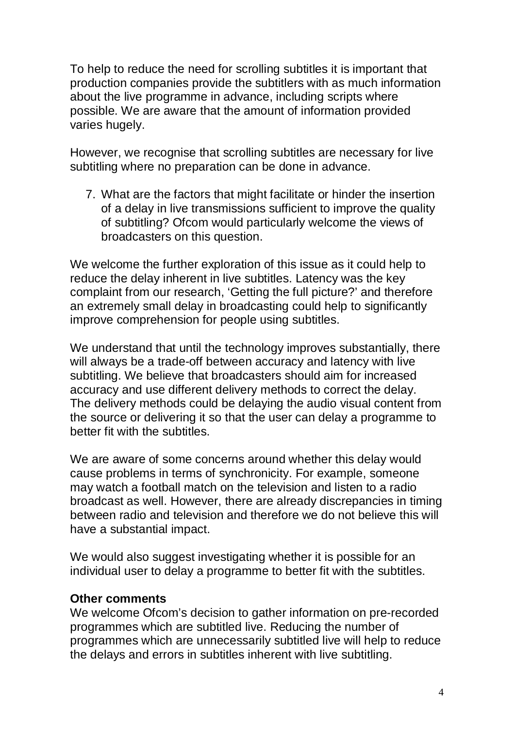To help to reduce the need for scrolling subtitles it is important that production companies provide the subtitlers with as much information about the live programme in advance, including scripts where possible. We are aware that the amount of information provided varies hugely.

However, we recognise that scrolling subtitles are necessary for live subtitling where no preparation can be done in advance.

7. What are the factors that might facilitate or hinder the insertion of a delay in live transmissions sufficient to improve the quality of subtitling? Ofcom would particularly welcome the views of broadcasters on this question.

We welcome the further exploration of this issue as it could help to reduce the delay inherent in live subtitles. Latency was the key complaint from our research, 'Getting the full picture?' and therefore an extremely small delay in broadcasting could help to significantly improve comprehension for people using subtitles.

We understand that until the technology improves substantially, there will always be a trade-off between accuracy and latency with live subtitling. We believe that broadcasters should aim for increased accuracy and use different delivery methods to correct the delay. The delivery methods could be delaying the audio visual content from the source or delivering it so that the user can delay a programme to better fit with the subtitles.

We are aware of some concerns around whether this delay would cause problems in terms of synchronicity. For example, someone may watch a football match on the television and listen to a radio broadcast as well. However, there are already discrepancies in timing between radio and television and therefore we do not believe this will have a substantial impact.

We would also suggest investigating whether it is possible for an individual user to delay a programme to better fit with the subtitles.

**Other comments**

We welcome Ofcom's decision to gather information on pre-recorded programmes which are subtitled live. Reducing the number of programmes which are unnecessarily subtitled live will help to reduce the delays and errors in subtitles inherent with live subtitling.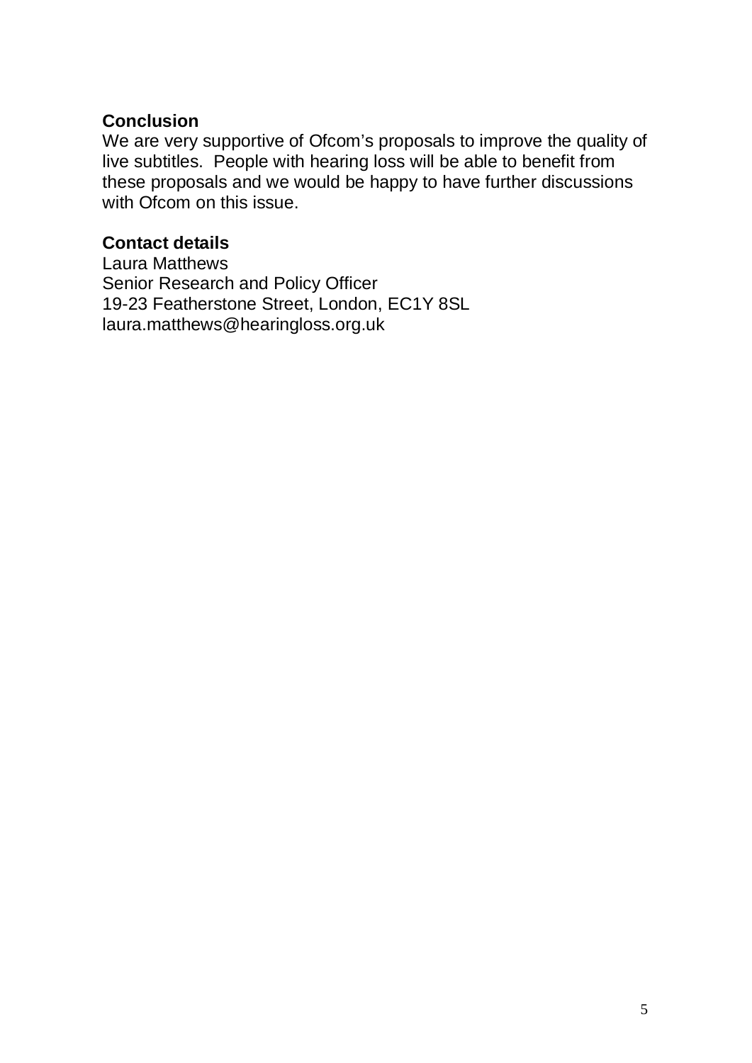**Conclusion**

We are very supportive of Ofcom's proposals to improve the quality of live subtitles. People with hearing loss will be able to benefit from these proposals and we would be happy to have further discussions with Ofcom on this issue.

**Contact details**

Laura Matthews
Senior Research and Policy Officer
19-23 Featherstone Street, London, EC1Y 8SL
laura.matthews@hearingloss.org.uk